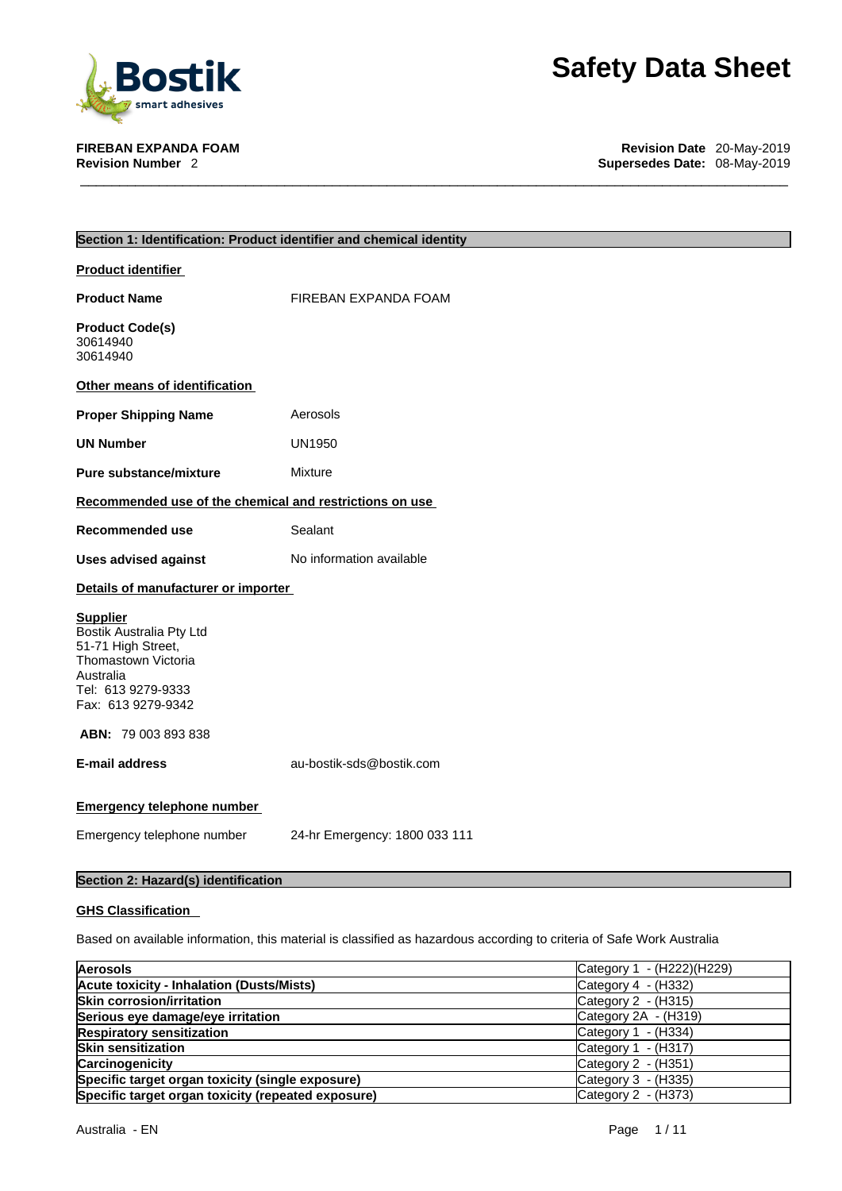# Safety Data Sheet

**FIREBAN EXPANDA FOAM**
**Revision Number** 2

**Revision Date** 20-May-2019
**Supersedes Date:** 08-May-2019

## Section 1: Identification: Product identifier and chemical identity

**Product identifier**

**Product Name** FIREBAN EXPANDA FOAM

**Product Code(s)**
30614940
30614940

**Other means of identification**

**Proper Shipping Name** Aerosols

**UN Number** UN1950

**Pure substance/mixture** Mixture

**Recommended use of the chemical and restrictions on use**

**Recommended use** Sealant

**Uses advised against** No information available

**Details of manufacturer or importer**

**Supplier**
Bostik Australia Pty Ltd
51-71 High Street,
Thomastown Victoria
Australia
Tel: 613 9279-9333
Fax: 613 9279-9342

**ABN:** 79 003 893 838

**E-mail address** au-bostik-sds@bostik.com

**Emergency telephone number**

Emergency telephone number 24-hr Emergency: 1800 033 111

## Section 2: Hazard(s) identification

**GHS Classification**

Based on available information, this material is classified as hazardous according to criteria of Safe Work Australia

| | |
|---|---|
| **Aerosols** | Category 1 - (H222)(H229) |
| **Acute toxicity - Inhalation (Dusts/Mists)** | Category 4 - (H332) |
| **Skin corrosion/irritation** | Category 2 - (H315) |
| **Serious eye damage/eye irritation** | Category 2A - (H319) |
| **Respiratory sensitization** | Category 1 - (H334) |
| **Skin sensitization** | Category 1 - (H317) |
| **Carcinogenicity** | Category 2 - (H351) |
| **Specific target organ toxicity (single exposure)** | Category 3 - (H335) |
| **Specific target organ toxicity (repeated exposure)** | Category 2 - (H373) |

Australia - EN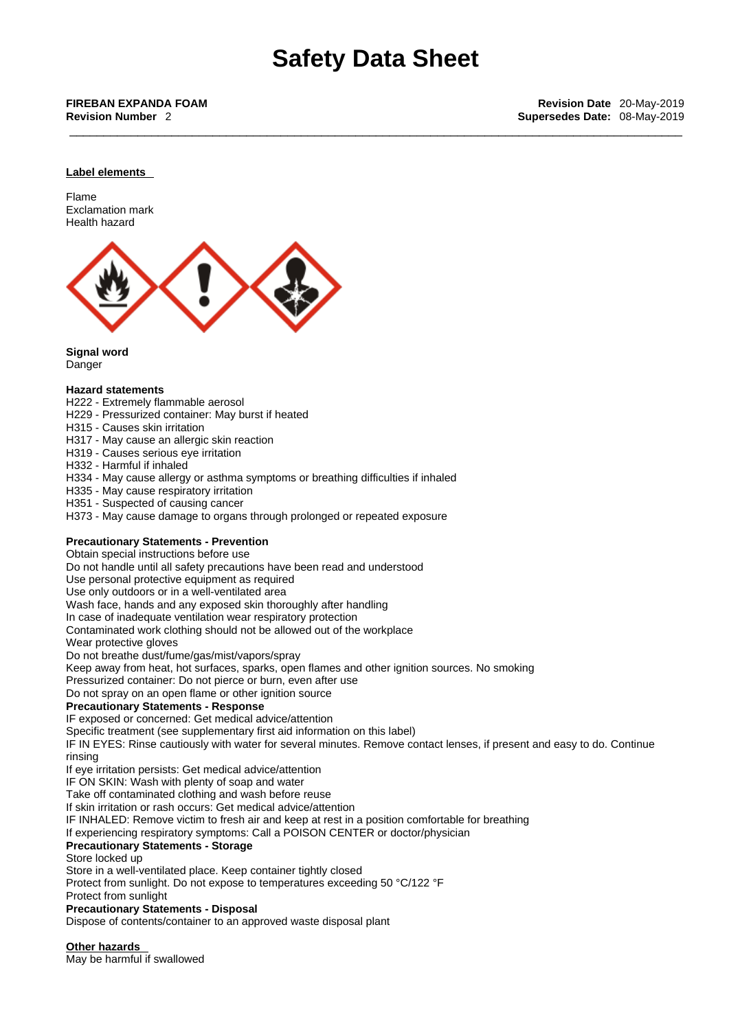# Safety Data Sheet

**FIREBAN EXPANDA FOAM** **Revision Date** 20-May-2019
**Revision Number** 2 **Supersedes Date:** 08-May-2019

---

**Label elements**

Flame
Exclamation mark
Health hazard

**Signal word**
Danger

**Hazard statements**
H222 - Extremely flammable aerosol
H229 - Pressurized container: May burst if heated
H315 - Causes skin irritation
H317 - May cause an allergic skin reaction
H319 - Causes serious eye irritation
H332 - Harmful if inhaled
H334 - May cause allergy or asthma symptoms or breathing difficulties if inhaled
H335 - May cause respiratory irritation
H351 - Suspected of causing cancer
H373 - May cause damage to organs through prolonged or repeated exposure

**Precautionary Statements - Prevention**
Obtain special instructions before use
Do not handle until all safety precautions have been read and understood
Use personal protective equipment as required
Use only outdoors or in a well-ventilated area
Wash face, hands and any exposed skin thoroughly after handling
In case of inadequate ventilation wear respiratory protection
Contaminated work clothing should not be allowed out of the workplace
Wear protective gloves
Do not breathe dust/fume/gas/mist/vapors/spray
Keep away from heat, hot surfaces, sparks, open flames and other ignition sources. No smoking
Pressurized container: Do not pierce or burn, even after use
Do not spray on an open flame or other ignition source

**Precautionary Statements - Response**
IF exposed or concerned: Get medical advice/attention
Specific treatment (see supplementary first aid information on this label)
IF IN EYES: Rinse cautiously with water for several minutes. Remove contact lenses, if present and easy to do. Continue rinsing
If eye irritation persists: Get medical advice/attention
IF ON SKIN: Wash with plenty of soap and water
Take off contaminated clothing and wash before reuse
If skin irritation or rash occurs: Get medical advice/attention
IF INHALED: Remove victim to fresh air and keep at rest in a position comfortable for breathing
If experiencing respiratory symptoms: Call a POISON CENTER or doctor/physician

**Precautionary Statements - Storage**
Store locked up
Store in a well-ventilated place. Keep container tightly closed
Protect from sunlight. Do not expose to temperatures exceeding 50 °C/122 °F
Protect from sunlight

**Precautionary Statements - Disposal**
Dispose of contents/container to an approved waste disposal plant

**Other hazards**
May be harmful if swallowed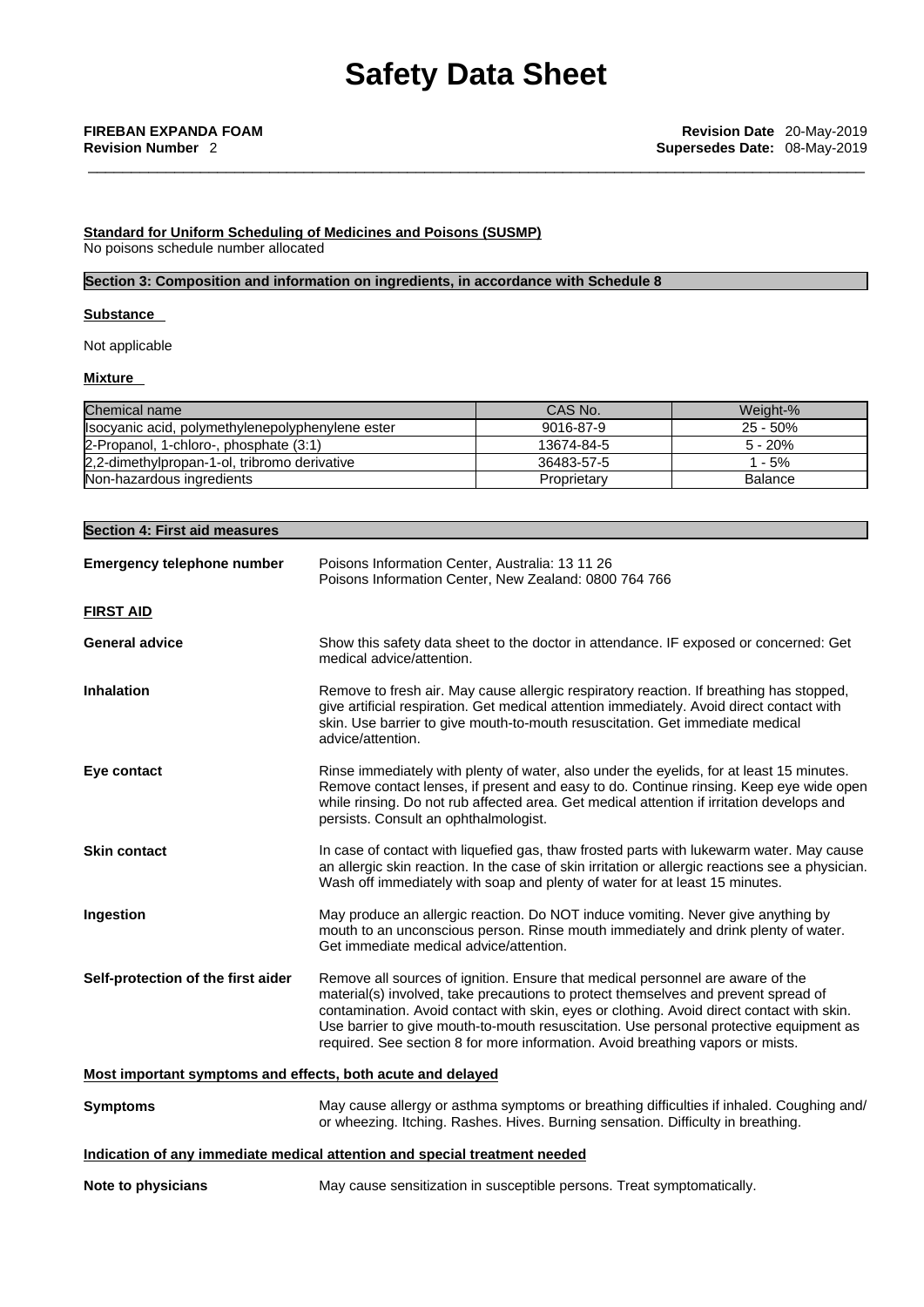**Standard for Uniform Scheduling of Medicines and Poisons (SUSMP)**
No poisons schedule number allocated

## Section 3: Composition and information on ingredients, in accordance with Schedule 8

**Substance**

Not applicable

**Mixture**

| Chemical name | CAS No. | Weight-% |
|---|---|---|
| Isocyanic acid, polymethylenepolyphenylene ester | 9016-87-9 | 25 - 50% |
| 2-Propanol, 1-chloro-, phosphate (3:1) | 13674-84-5 | 5 - 20% |
| 2,2-dimethylpropan-1-ol, tribromo derivative | 36483-57-5 | 1 - 5% |
| Non-hazardous ingredients | Proprietary | Balance |

## Section 4: First aid measures

**Emergency telephone number** Poisons Information Center, Australia: 13 11 26
Poisons Information Center, New Zealand: 0800 764 766

**FIRST AID**

**General advice** Show this safety data sheet to the doctor in attendance. IF exposed or concerned: Get medical advice/attention.

**Inhalation** Remove to fresh air. May cause allergic respiratory reaction. If breathing has stopped, give artificial respiration. Get medical attention immediately. Avoid direct contact with skin. Use barrier to give mouth-to-mouth resuscitation. Get immediate medical advice/attention.

**Eye contact** Rinse immediately with plenty of water, also under the eyelids, for at least 15 minutes. Remove contact lenses, if present and easy to do. Continue rinsing. Keep eye wide open while rinsing. Do not rub affected area. Get medical attention if irritation develops and persists. Consult an ophthalmologist.

**Skin contact** In case of contact with liquefied gas, thaw frosted parts with lukewarm water. May cause an allergic skin reaction. In the case of skin irritation or allergic reactions see a physician. Wash off immediately with soap and plenty of water for at least 15 minutes.

**Ingestion** May produce an allergic reaction. Do NOT induce vomiting. Never give anything by mouth to an unconscious person. Rinse mouth immediately and drink plenty of water. Get immediate medical advice/attention.

**Self-protection of the first aider** Remove all sources of ignition. Ensure that medical personnel are aware of the material(s) involved, take precautions to protect themselves and prevent spread of contamination. Avoid contact with skin, eyes or clothing. Avoid direct contact with skin. Use barrier to give mouth-to-mouth resuscitation. Use personal protective equipment as required. See section 8 for more information. Avoid breathing vapors or mists.

**Most important symptoms and effects, both acute and delayed**

**Symptoms** May cause allergy or asthma symptoms or breathing difficulties if inhaled. Coughing and/ or wheezing. Itching. Rashes. Hives. Burning sensation. Difficulty in breathing.

**Indication of any immediate medical attention and special treatment needed**

**Note to physicians** May cause sensitization in susceptible persons. Treat symptomatically.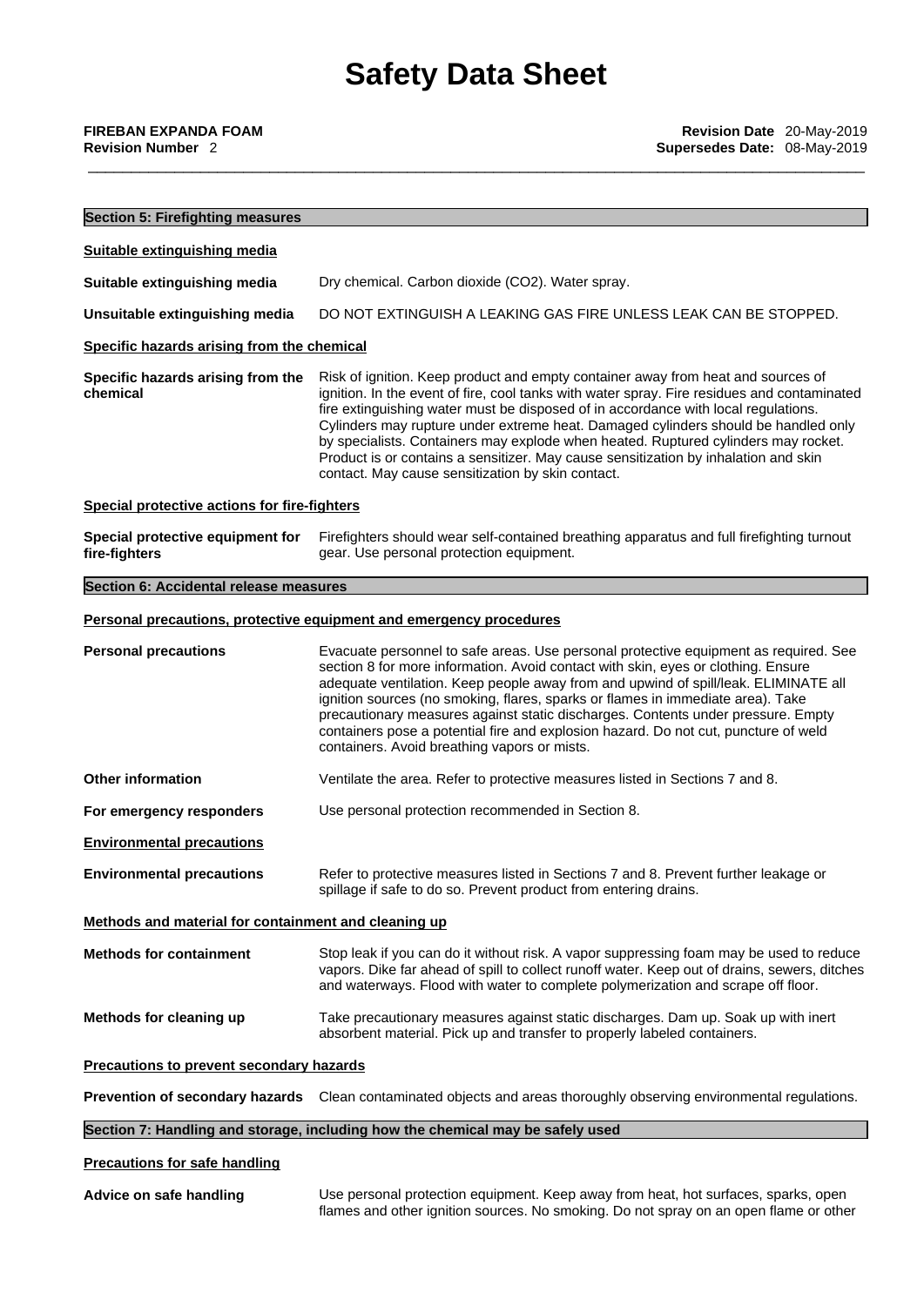## Section 5: Firefighting measures

### Suitable extinguishing media

**Suitable extinguishing media** Dry chemical. Carbon dioxide ($CO_2$). Water spray.

**Unsuitable extinguishing media** DO NOT EXTINGUISH A LEAKING GAS FIRE UNLESS LEAK CAN BE STOPPED.

### Specific hazards arising from the chemical

**Specific hazards arising from the chemical** Risk of ignition. Keep product and empty container away from heat and sources of ignition. In the event of fire, cool tanks with water spray. Fire residues and contaminated fire extinguishing water must be disposed of in accordance with local regulations. Cylinders may rupture under extreme heat. Damaged cylinders should be handled only by specialists. Containers may explode when heated. Ruptured cylinders may rocket. Product is or contains a sensitizer. May cause sensitization by inhalation and skin contact. May cause sensitization by skin contact.

### Special protective actions for fire-fighters

**Special protective equipment for fire-fighters** Firefighters should wear self-contained breathing apparatus and full firefighting turnout gear. Use personal protection equipment.

## Section 6: Accidental release measures

### Personal precautions, protective equipment and emergency procedures

**Personal precautions** Evacuate personnel to safe areas. Use personal protective equipment as required. See section 8 for more information. Avoid contact with skin, eyes or clothing. Ensure adequate ventilation. Keep people away from and upwind of spill/leak. ELIMINATE all ignition sources (no smoking, flares, sparks or flames in immediate area). Take precautionary measures against static discharges. Contents under pressure. Empty containers pose a potential fire and explosion hazard. Do not cut, puncture of weld containers. Avoid breathing vapors or mists.

**Other information** Ventilate the area. Refer to protective measures listed in Sections 7 and 8.

**For emergency responders** Use personal protection recommended in Section 8.

### Environmental precautions

**Environmental precautions** Refer to protective measures listed in Sections 7 and 8. Prevent further leakage or spillage if safe to do so. Prevent product from entering drains.

### Methods and material for containment and cleaning up

**Methods for containment** Stop leak if you can do it without risk. A vapor suppressing foam may be used to reduce vapors. Dike far ahead of spill to collect runoff water. Keep out of drains, sewers, ditches and waterways. Flood with water to complete polymerization and scrape off floor.

**Methods for cleaning up** Take precautionary measures against static discharges. Dam up. Soak up with inert absorbent material. Pick up and transfer to properly labeled containers.

### Precautions to prevent secondary hazards

**Prevention of secondary hazards** Clean contaminated objects and areas thoroughly observing environmental regulations.

## Section 7: Handling and storage, including how the chemical may be safely used

### Precautions for safe handling

**Advice on safe handling** Use personal protection equipment. Keep away from heat, hot surfaces, sparks, open flames and other ignition sources. No smoking. Do not spray on an open flame or other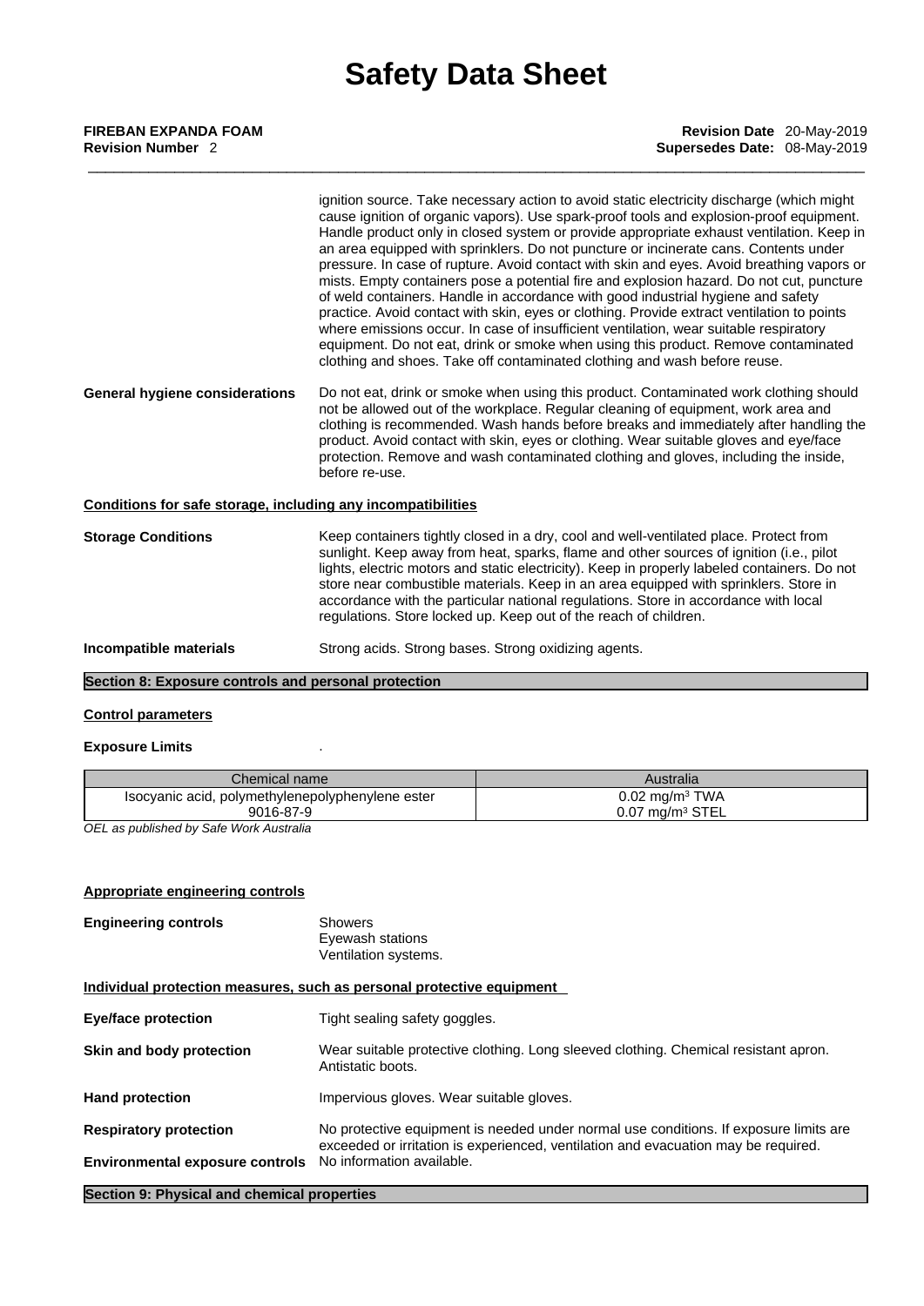ignition source. Take necessary action to avoid static electricity discharge (which might cause ignition of organic vapors). Use spark-proof tools and explosion-proof equipment. Handle product only in closed system or provide appropriate exhaust ventilation. Keep in an area equipped with sprinklers. Do not puncture or incinerate cans. Contents under pressure. In case of rupture. Avoid contact with skin and eyes. Avoid breathing vapors or mists. Empty containers pose a potential fire and explosion hazard. Do not cut, puncture of weld containers. Handle in accordance with good industrial hygiene and safety practice. Avoid contact with skin, eyes or clothing. Provide extract ventilation to points where emissions occur. In case of insufficient ventilation, wear suitable respiratory equipment. Do not eat, drink or smoke when using this product. Remove contaminated clothing and shoes. Take off contaminated clothing and wash before reuse.

**General hygiene considerations** Do not eat, drink or smoke when using this product. Contaminated work clothing should not be allowed out of the workplace. Regular cleaning of equipment, work area and clothing is recommended. Wash hands before breaks and immediately after handling the product. Avoid contact with skin, eyes or clothing. Wear suitable gloves and eye/face protection. Remove and wash contaminated clothing and gloves, including the inside, before re-use.

**Conditions for safe storage, including any incompatibilities**

**Storage Conditions** Keep containers tightly closed in a dry, cool and well-ventilated place. Protect from sunlight. Keep away from heat, sparks, flame and other sources of ignition (i.e., pilot lights, electric motors and static electricity). Keep in properly labeled containers. Do not store near combustible materials. Keep in an area equipped with sprinklers. Store in accordance with the particular national regulations. Store in accordance with local regulations. Store locked up. Keep out of the reach of children.

**Incompatible materials** Strong acids. Strong bases. Strong oxidizing agents.

## Section 8: Exposure controls and personal protection

**Control parameters**

**Exposure Limits** .

| Chemical name | Australia |
|---|---|
| Isocyanic acid, polymethylenepolyphenylene ester 9016-87-9 | 0.02 mg/m³ TWA 0.07 mg/m³ STEL |

*OEL as published by Safe Work Australia*

**Appropriate engineering controls**

**Engineering controls** Showers
Eyewash stations
Ventilation systems.

**Individual protection measures, such as personal protective equipment**

**Eye/face protection** Tight sealing safety goggles.

**Skin and body protection** Wear suitable protective clothing. Long sleeved clothing. Chemical resistant apron. Antistatic boots.

**Hand protection** Impervious gloves. Wear suitable gloves.

**Respiratory protection** No protective equipment is needed under normal use conditions. If exposure limits are exceeded or irritation is experienced, ventilation and evacuation may be required.

**Environmental exposure controls** No information available.

## Section 9: Physical and chemical properties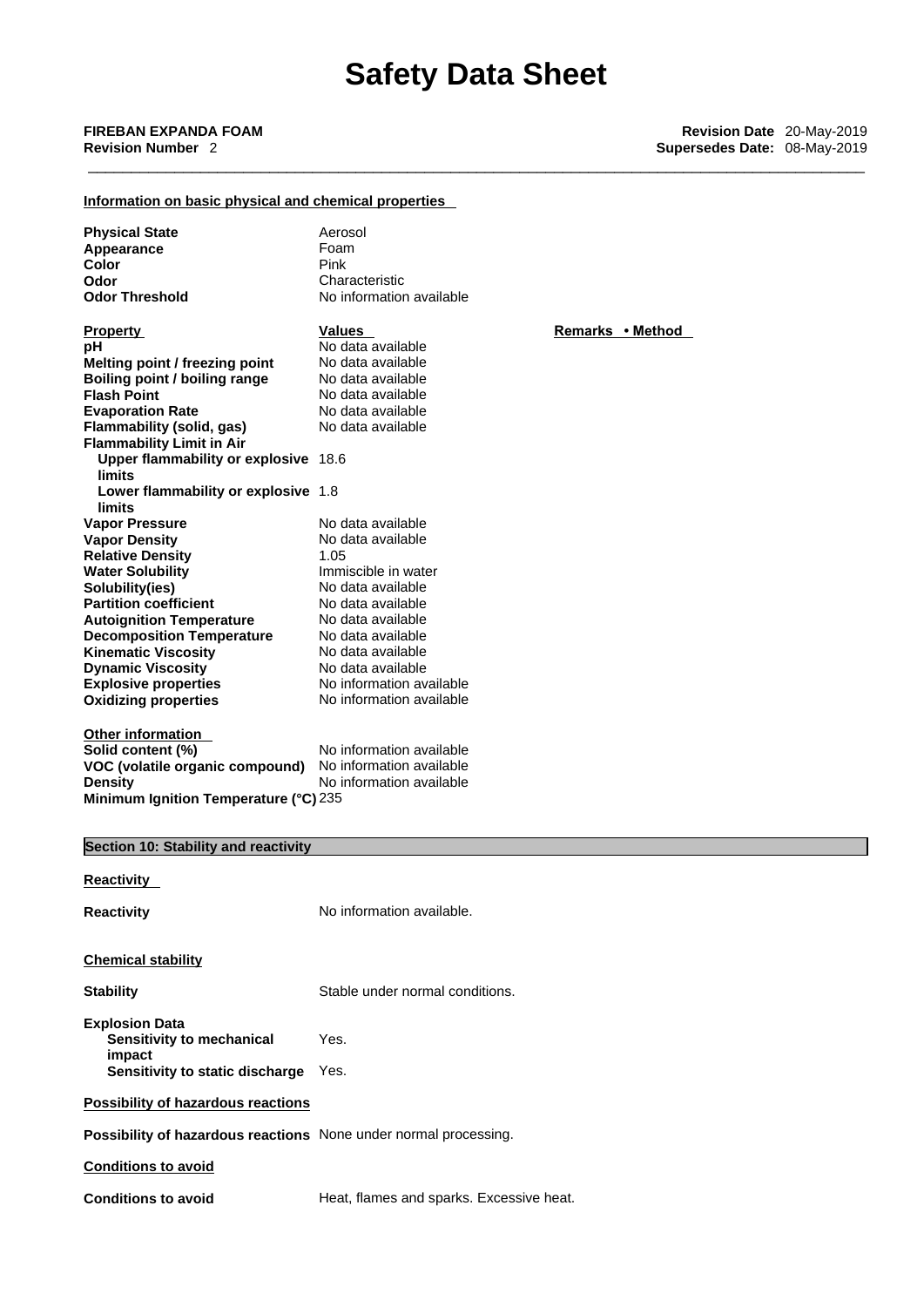## Information on basic physical and chemical properties

| | |
|---|---|
| **Physical State** | Aerosol |
| **Appearance** | Foam |
| **Color** | Pink |
| **Odor** | Characteristic |
| **Odor Threshold** | No information available |

| Property | Values | Remarks • Method |
|---|---|---|
| **pH** | No data available | |
| **Melting point / freezing point** | No data available | |
| **Boiling point / boiling range** | No data available | |
| **Flash Point** | No data available | |
| **Evaporation Rate** | No data available | |
| **Flammability (solid, gas)** | No data available | |
| **Flammability Limit in Air** | | |
| **Upper flammability or explosive limits** | 18.6 | |
| **Lower flammability or explosive limits** | 1.8 | |
| **Vapor Pressure** | No data available | |
| **Vapor Density** | No data available | |
| **Relative Density** | 1.05 | |
| **Water Solubility** | Immiscible in water | |
| **Solubility(ies)** | No data available | |
| **Partition coefficient** | No data available | |
| **Autoignition Temperature** | No data available | |
| **Decomposition Temperature** | No data available | |
| **Kinematic Viscosity** | No data available | |
| **Dynamic Viscosity** | No data available | |
| **Explosive properties** | No information available | |
| **Oxidizing properties** | No information available | |

**Other information**

| | |
|---|---|
| **Solid content (%)** | No information available |
| **VOC (volatile organic compound)** | No information available |
| **Density** | No information available |
| **Minimum Ignition Temperature (°C)** | 235 |

## Section 10: Stability and reactivity

**Reactivity**

**Reactivity** No information available.

**Chemical stability**

**Stability** Stable under normal conditions.

**Explosion Data**
- **Sensitivity to mechanical impact** Yes.
- **Sensitivity to static discharge** Yes.

**Possibility of hazardous reactions**

**Possibility of hazardous reactions** None under normal processing.

**Conditions to avoid**

**Conditions to avoid** Heat, flames and sparks. Excessive heat.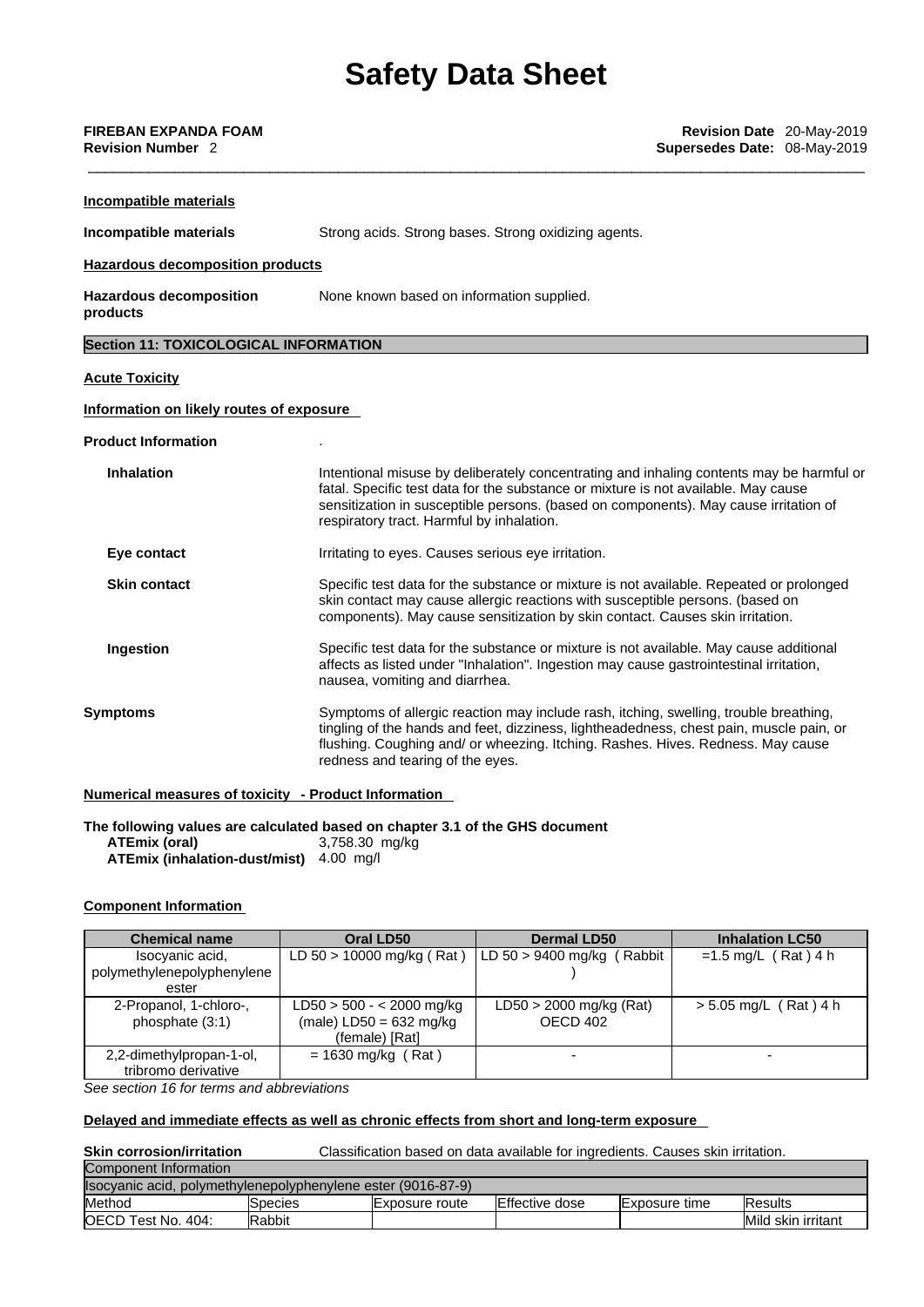**Incompatible materials**

**Incompatible materials** Strong acids. Strong bases. Strong oxidizing agents.

**Hazardous decomposition products**

**Hazardous decomposition products** None known based on information supplied.

## Section 11: TOXICOLOGICAL INFORMATION

**Acute Toxicity**

**Information on likely routes of exposure**

**Product Information** .

**Inhalation** Intentional misuse by deliberately concentrating and inhaling contents may be harmful or fatal. Specific test data for the substance or mixture is not available. May cause sensitization in susceptible persons. (based on components). May cause irritation of respiratory tract. Harmful by inhalation.

**Eye contact** Irritating to eyes. Causes serious eye irritation.

**Skin contact** Specific test data for the substance or mixture is not available. Repeated or prolonged skin contact may cause allergic reactions with susceptible persons. (based on components). May cause sensitization by skin contact. Causes skin irritation.

**Ingestion** Specific test data for the substance or mixture is not available. May cause additional affects as listed under "Inhalation". Ingestion may cause gastrointestinal irritation, nausea, vomiting and diarrhea.

**Symptoms** Symptoms of allergic reaction may include rash, itching, swelling, trouble breathing, tingling of the hands and feet, dizziness, lightheadedness, chest pain, muscle pain, or flushing. Coughing and/ or wheezing. Itching. Rashes. Hives. Redness. May cause redness and tearing of the eyes.

**Numerical measures of toxicity - Product Information**

**The following values are calculated based on chapter 3.1 of the GHS document**

**ATEmix (oral)** 3,758.30 mg/kg
**ATEmix (inhalation-dust/mist)** 4.00 mg/l

**Component Information**

| Chemical name | Oral LD50 | Dermal LD50 | Inhalation LC50 |
|---|---|---|---|
| Isocyanic acid, polymethylenepolyphenylene ester | LD 50 > 10000 mg/kg ( Rat ) | LD 50 > 9400 mg/kg ( Rabbit ) | =1.5 mg/L ( Rat ) 4 h |
| 2-Propanol, 1-chloro-, phosphate (3:1) | LD50 > 500 - < 2000 mg/kg (male) LD50 = 632 mg/kg (female) [Rat] | LD50 > 2000 mg/kg (Rat) OECD 402 | > 5.05 mg/L ( Rat ) 4 h |
| 2,2-dimethylpropan-1-ol, tribromo derivative | = 1630 mg/kg ( Rat ) | - | - |

*See section 16 for terms and abbreviations*

**Delayed and immediate effects as well as chronic effects from short and long-term exposure**

**Skin corrosion/irritation** Classification based on data available for ingredients. Causes skin irritation.

| Component Information | | | | | |
|---|---|---|---|---|---|
| Isocyanic acid, polymethylenepolyphenylene ester (9016-87-9) | | | | | |
| Method | Species | Exposure route | Effective dose | Exposure time | Results |
| OECD Test No. 404: | Rabbit | | | | Mild skin irritant |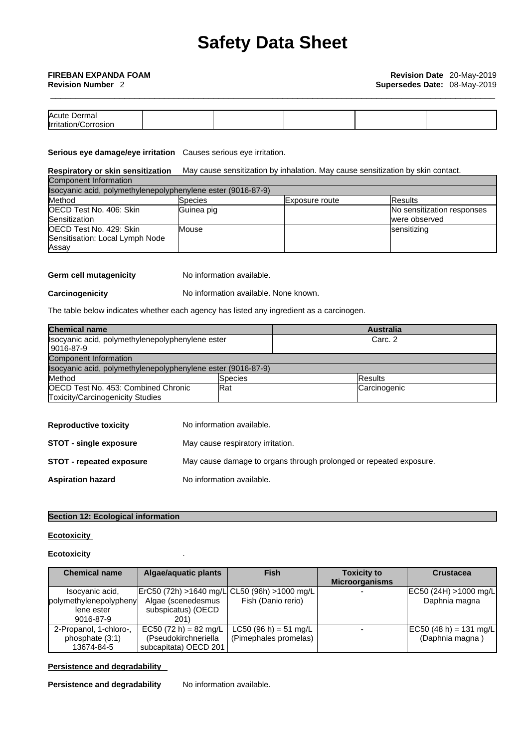| Acute Dermal Irritation/Corrosion | | | | | |
|---|---|---|---|---|---|

**Serious eye damage/eye irritation** Causes serious eye irritation.

**Respiratory or skin sensitization** May cause sensitization by inhalation. May cause sensitization by skin contact.

| Component Information | | | |
|---|---|---|---|
| Isocyanic acid, polymethylenepolyphenylene ester (9016-87-9) | | | |
| Method | Species | Exposure route | Results |
| OECD Test No. 406: Skin Sensitization | Guinea pig | | No sensitization responses were observed |
| OECD Test No. 429: Skin Sensitisation: Local Lymph Node Assay | Mouse | | sensitizing |

**Germ cell mutagenicity** No information available.

**Carcinogenicity** No information available. None known.

The table below indicates whether each agency has listed any ingredient as a carcinogen.

| Chemical name | Australia |
|---|---|
| Isocyanic acid, polymethylenepolyphenylene ester 9016-87-9 | Carc. 2 |

| Component Information | | |
|---|---|---|
| Isocyanic acid, polymethylenepolyphenylene ester (9016-87-9) | | |
| Method | Species | Results |
| OECD Test No. 453: Combined Chronic Toxicity/Carcinogenicity Studies | Rat | Carcinogenic |

**Reproductive toxicity** No information available.

**STOT - single exposure** May cause respiratory irritation.

**STOT - repeated exposure** May cause damage to organs through prolonged or repeated exposure.

**Aspiration hazard** No information available.

## Section 12: Ecological information

**Ecotoxicity**

**Ecotoxicity** .

| Chemical name | Algae/aquatic plants | Fish | Toxicity to Microorganisms | Crustacea |
|---|---|---|---|---|
| Isocyanic acid, polymethylenepolyphenylene ester 9016-87-9 | ErC50 (72h) >1640 mg/L Algae (scenedesmus subspicatus) (OECD 201) | CL50 (96h) >1000 mg/L Fish (Danio rerio) | - | EC50 (24H) >1000 mg/L Daphnia magna |
| 2-Propanol, 1-chloro-, phosphate (3:1) 13674-84-5 | EC50 (72 h) = 82 mg/L (Pseudokirchneriella subcapitata) OECD 201 | LC50 (96 h) = 51 mg/L (Pimephales promelas) | - | EC50 (48 h) = 131 mg/L (Daphnia magna ) |

**Persistence and degradability**

**Persistence and degradability** No information available.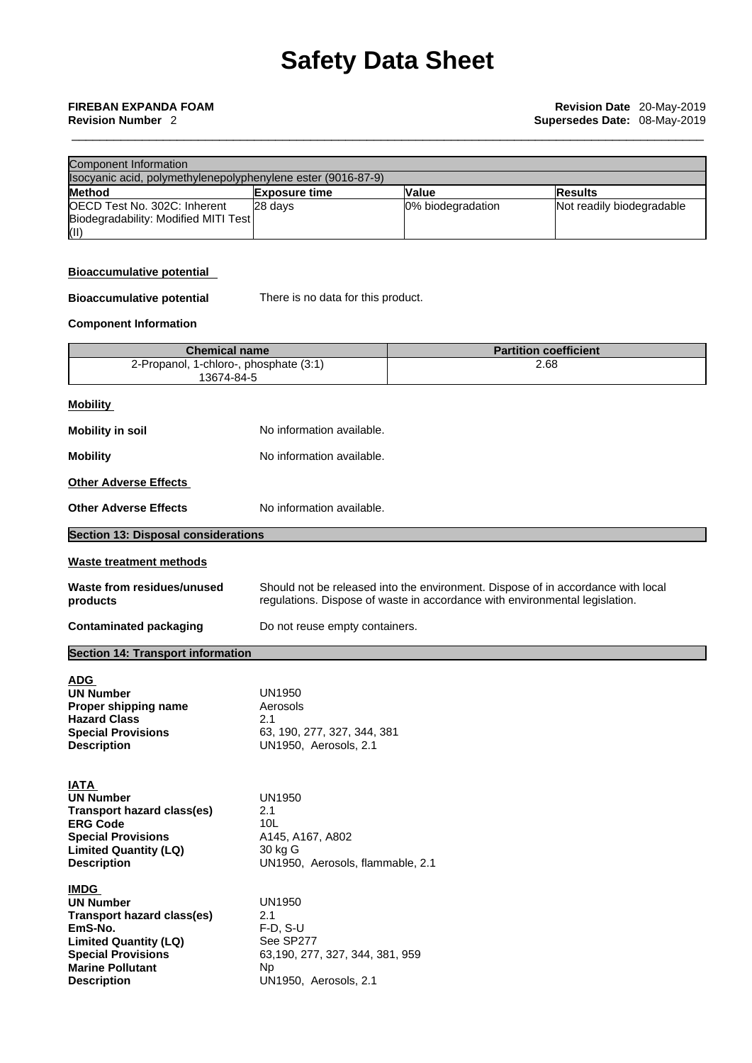| Component Information | | | |
|---|---|---|---|
| Isocyanic acid, polymethylenepolyphenylene ester (9016-87-9) | | | |
| **Method** | **Exposure time** | **Value** | **Results** |
| OECD Test No. 302C: Inherent Biodegradability: Modified MITI Test (II) | 28 days | 0% biodegradation | Not readily biodegradable |

### Bioaccumulative potential

**Bioaccumulative potential** There is no data for this product.

**Component Information**

| Chemical name | Partition coefficient |
|---|---|
| 2-Propanol, 1-chloro-, phosphate (3:1) 13674-84-5 | 2.68 |

### Mobility

**Mobility in soil** No information available.

**Mobility** No information available.

### Other Adverse Effects

**Other Adverse Effects** No information available.

## Section 13: Disposal considerations

### Waste treatment methods

**Waste from residues/unused products** Should not be released into the environment. Dispose of in accordance with local regulations. Dispose of waste in accordance with environmental legislation.

**Contaminated packaging** Do not reuse empty containers.

## Section 14: Transport information

### ADG

**UN Number** UN1950
**Proper shipping name** Aerosols
**Hazard Class** 2.1
**Special Provisions** 63, 190, 277, 327, 344, 381
**Description** UN1950, Aerosols, 2.1

### IATA

**UN Number** UN1950
**Transport hazard class(es)** 2.1
**ERG Code** 10L
**Special Provisions** A145, A167, A802
**Limited Quantity (LQ)** 30 kg G
**Description** UN1950, Aerosols, flammable, 2.1

### IMDG

**UN Number** UN1950
**Transport hazard class(es)** 2.1
**EmS-No.** F-D, S-U
**Limited Quantity (LQ)** See SP277
**Special Provisions** 63,190, 277, 327, 344, 381, 959
**Marine Pollutant** Np
**Description** UN1950, Aerosols, 2.1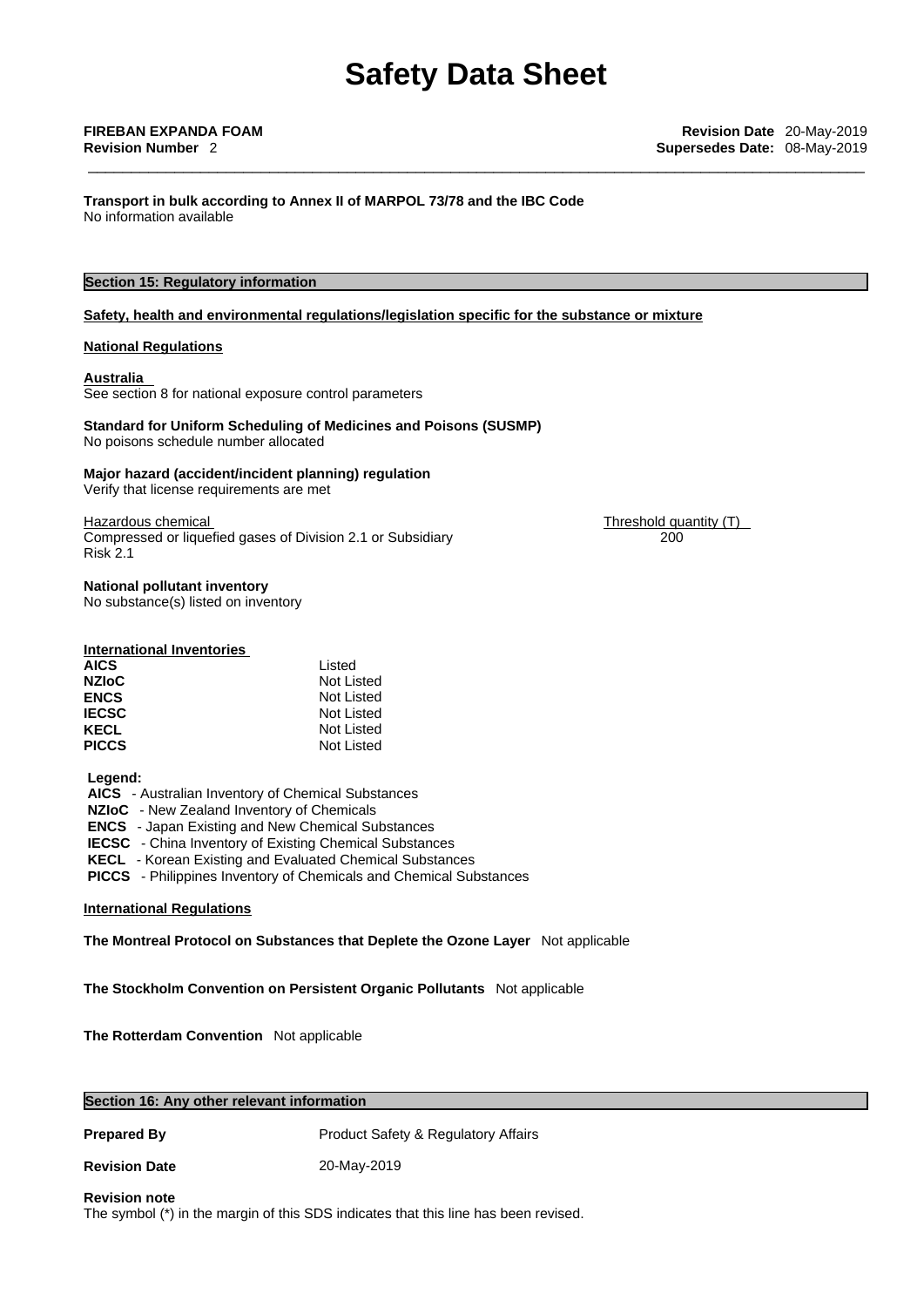# Safety Data Sheet

**FIREBAN EXPANDA FOAM** **Revision Date** 20-May-2019
**Revision Number** 2 **Supersedes Date:** 08-May-2019

**Transport in bulk according to Annex II of MARPOL 73/78 and the IBC Code**
No information available

## Section 15: Regulatory information

**Safety, health and environmental regulations/legislation specific for the substance or mixture**

**National Regulations**

**Australia**
See section 8 for national exposure control parameters

**Standard for Uniform Scheduling of Medicines and Poisons (SUSMP)**
No poisons schedule number allocated

**Major hazard (accident/incident planning) regulation**
Verify that license requirements are met

| Hazardous chemical | Threshold quantity (T) |
|---|---|
| Compressed or liquefied gases of Division 2.1 or Subsidiary Risk 2.1 | 200 |

**National pollutant inventory**
No substance(s) listed on inventory

**International Inventories**

| | |
|---|---|
| **AICS** | Listed |
| **NZIoC** | Not Listed |
| **ENCS** | Not Listed |
| **IECSC** | Not Listed |
| **KECL** | Not Listed |
| **PICCS** | Not Listed |

**Legend:**
**AICS** - Australian Inventory of Chemical Substances
**NZIoC** - New Zealand Inventory of Chemicals
**ENCS** - Japan Existing and New Chemical Substances
**IECSC** - China Inventory of Existing Chemical Substances
**KECL** - Korean Existing and Evaluated Chemical Substances
**PICCS** - Philippines Inventory of Chemicals and Chemical Substances

**International Regulations**

**The Montreal Protocol on Substances that Deplete the Ozone Layer** Not applicable

**The Stockholm Convention on Persistent Organic Pollutants** Not applicable

**The Rotterdam Convention** Not applicable

## Section 16: Any other relevant information

**Prepared By** Product Safety & Regulatory Affairs

**Revision Date** 20-May-2019

**Revision note**
The symbol (*) in the margin of this SDS indicates that this line has been revised.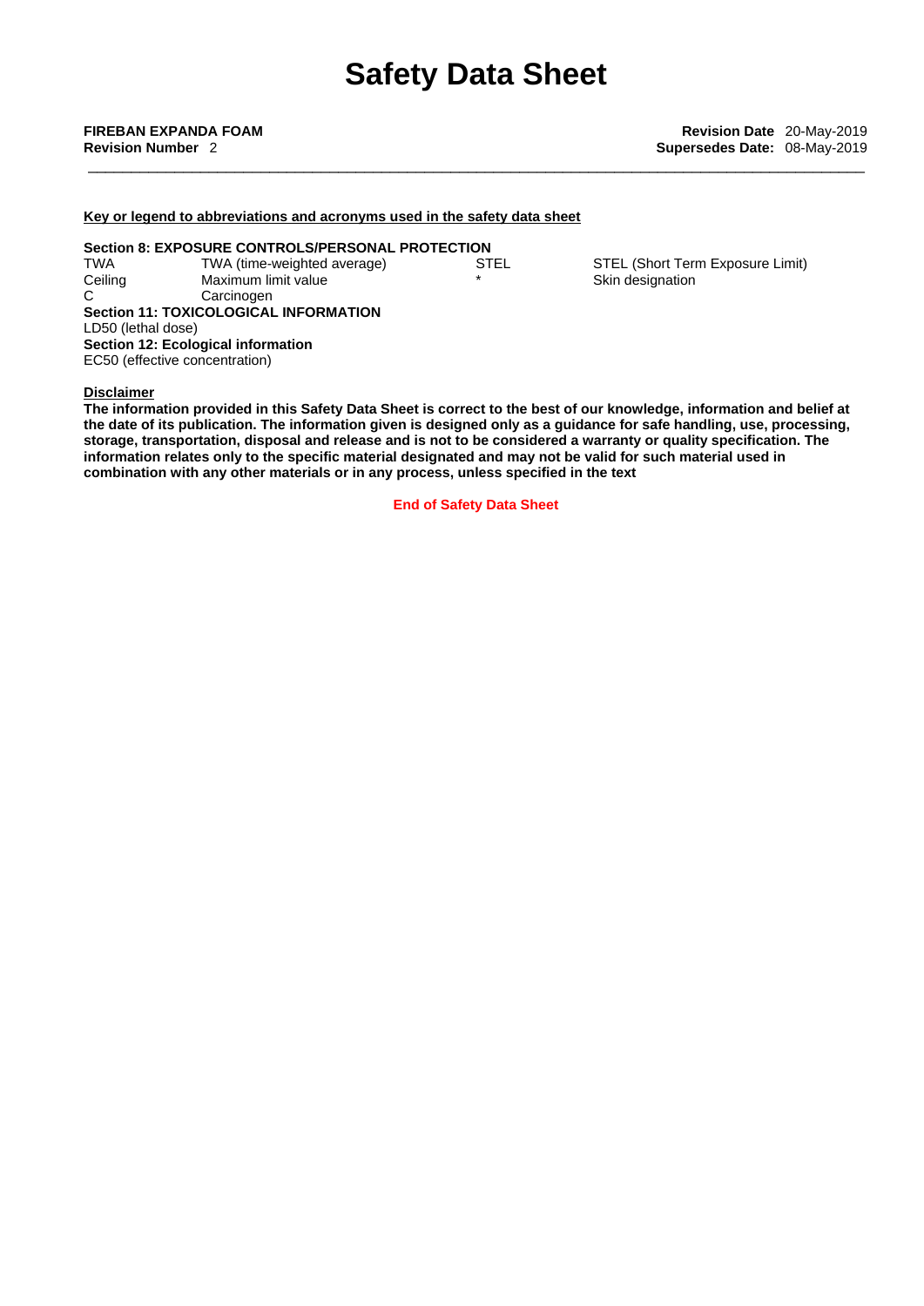**Key or legend to abbreviations and acronyms used in the safety data sheet**

**Section 8: EXPOSURE CONTROLS/PERSONAL PROTECTION**

| | | | |
|---|---|---|---|
| TWA | TWA (time-weighted average) | STEL | STEL (Short Term Exposure Limit) |
| Ceiling | Maximum limit value | * | Skin designation |
| C | Carcinogen | | |

**Section 11: TOXICOLOGICAL INFORMATION**

LD50 (lethal dose)

**Section 12: Ecological information**

EC50 (effective concentration)

**Disclaimer**

**The information provided in this Safety Data Sheet is correct to the best of our knowledge, information and belief at the date of its publication. The information given is designed only as a guidance for safe handling, use, processing, storage, transportation, disposal and release and is not to be considered a warranty or quality specification. The information relates only to the specific material designated and may not be valid for such material used in combination with any other materials or in any process, unless specified in the text**

**End of Safety Data Sheet**